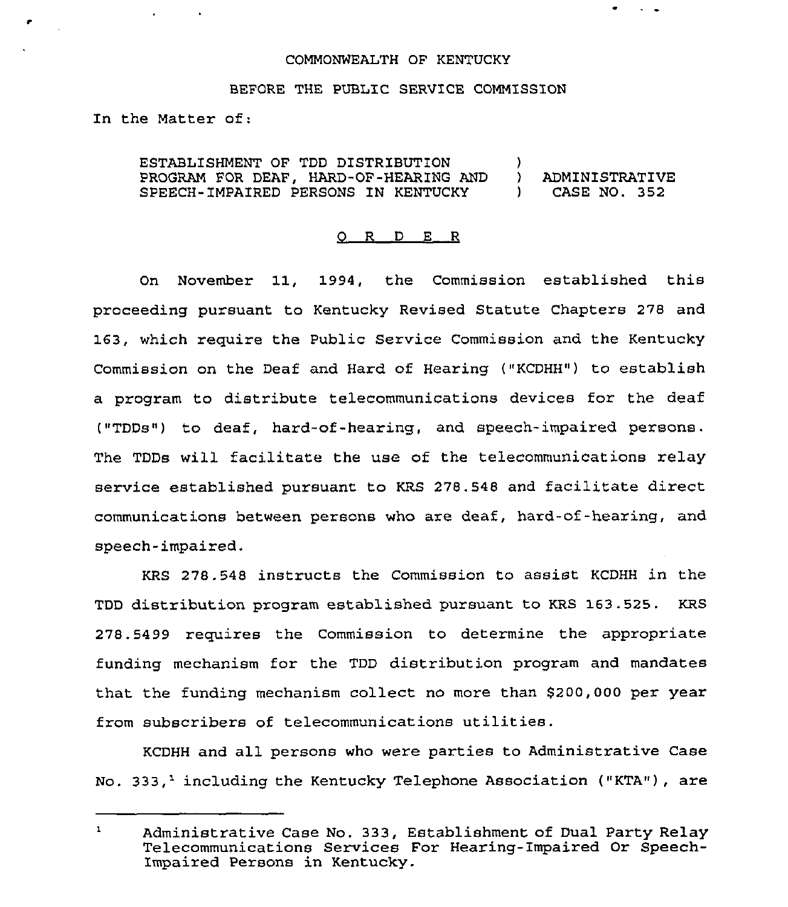COMMONWEALTH OF KENTUCKY

BEFORE THE PUBLIC SERVICE COMMISSION

In the Matter of:

ESTABLISHMENT OF TDD DISTRIBUTION PROGRAM FOR DEAF, HARD-OF-HEARING AND SPEECH-IMPAIRED PERSONS IN KENTUCKY ) ADMINISTRATIVE CASE NO. 352

## O R D E R

On November 11, 1994, the Commission established this proceeding pursuant to Kentucky Revised Statute Chapters 278 and 163, which require the Public Service Commission and the Kentucky Commission on the Deaf and Hard of Hearing ("KCDHH") to establish a program to distribute telecommunications devices for the deaf ("TDDs") to deaf, hard-of-hearing, and speech-impaired persons. The TDDs will facilitate the use of the telecommunications relay service established pursuant to KRS 278.548 and facilitate direct communications between persons who are deaf, hard-of-hearing, and speech-impaired.

KRS 278.548 instructs the Commission to assist KCDHH in the TDD distribution program established pursuant to KRS 163.525. KRS 278.5499 requires the Commission to determine the appropriate funding mechanism for the TDD distribution program and mandates that the funding mechanism collect no more than $200,000 per year from subscribers of telecommunications utilities.

KCDHH and all persons who were parties to Administrative Case No. 333,[1] including the Kentucky Telephone Association ("KTA"), are

---

[1] Administrative Case No. 333, Establishment of Dual Party Relay Telecommunications Services For Hearing-Impaired Or Speech-Impaired Persons in Kentucky.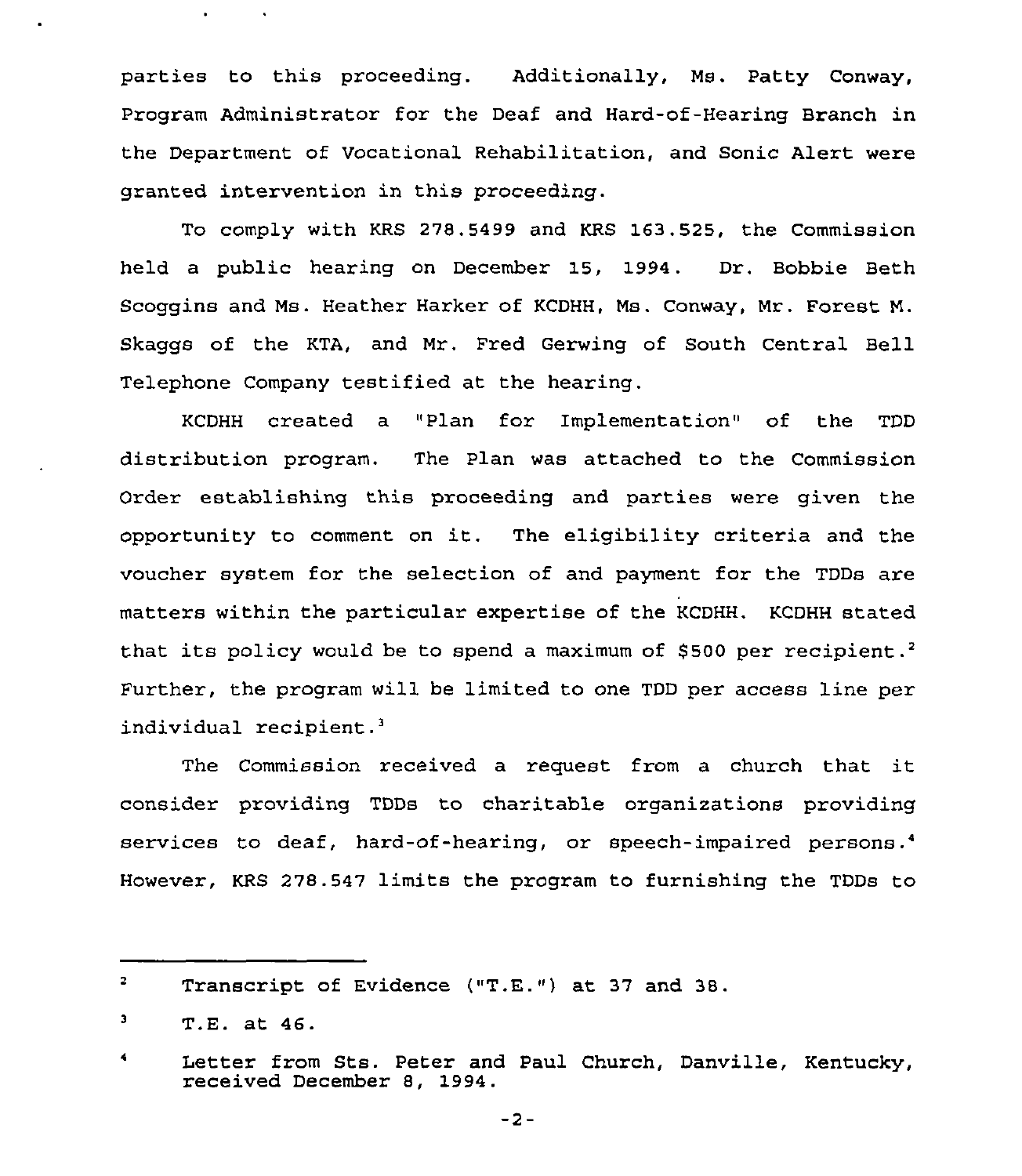parties to this proceeding. Additionally, Ms. Patty Conway, Program Administrator for the Deaf and Hard-of-Hearing Branch in the Department of Vocational Rehabilitation, and Sonic Alert were granted intervention in this proceeding.

To comply with KRS 278.5499 and KRS 163.525, the Commission held a public hearing on December 15, 1994. Dr. Bobbie Beth Scoggins and Ms. Heather Harker of KCDHH, Ms. Conway, Mr. Forest M. Skaggs of the KTA, and Mr. Fred Gerwing of South Central Bell Telephone Company testified at the hearing.

KCDHH created a "Plan for Implementation" of the TDD distribution program. The Plan was attached to the Commission Order establishing this proceeding and parties were given the opportunity to comment on it. The eligibility criteria and the voucher system for the selection of and payment for the TDDs are matters within the particular expertise of the KCDHH. KCDHH stated that its policy would be to spend a maximum of $500 per recipient.[2] Further, the program will be limited to one TDD per access line per individual recipient.[3]

The Commission received a request from a church that it consider providing TDDs to charitable organizations providing services to deaf, hard-of-hearing, or speech-impaired persons.[4] However, KRS 278.547 limits the program to furnishing the TDDs to

---

[2] Transcript of Evidence ("T.E.") at 37 and 38.

[3] T.E. at 46.

[4] Letter from Sts. Peter and Paul Church, Danville, Kentucky, received December 8, 1994.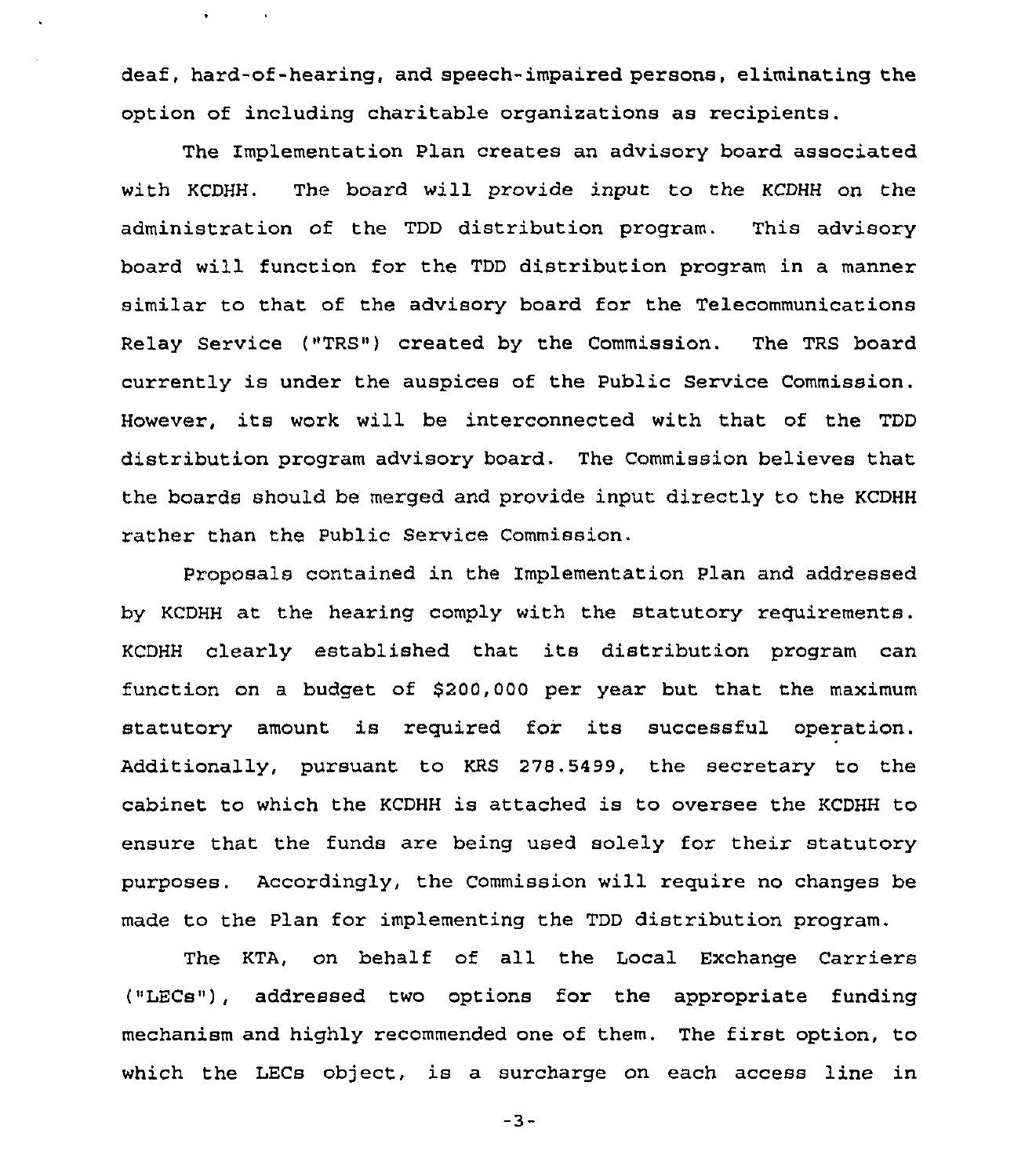deaf, hard-of-hearing, and speech-impaired persons, eliminating the option of including charitable organizations as recipients.

The Implementation Plan creates an advisory board associated with KCDHH. The board will provide input to the KCDHH on the administration of the TDD distribution program. This advisory board will function for the TDD distribution program in a manner similar to that of the advisory board for the Telecommunications Relay Service ("TRS") created by the Commission. The TRS board currently is under the auspices of the Public Service Commission. However, its work will be interconnected with that of the TDD distribution program advisory board. The Commission believes that the boards should be merged and provide input directly to the KCDHH rather than the Public Service Commission.

Proposals contained in the Implementation Plan and addressed by KCDHH at the hearing comply with the statutory requirements. KCDHH clearly established that its distribution program can function on a budget of $200,000 per year but that the maximum statutory amount is required for its successful operation. Additionally, pursuant to KRS 278.5499, the secretary to the cabinet to which the KCDHH is attached is to oversee the KCDHH to ensure that the funds are being used solely for their statutory purposes. Accordingly, the Commission will require no changes be made to the Plan for implementing the TDD distribution program.

The KTA, on behalf of all the Local Exchange Carriers ("LECs"), addressed two options for the appropriate funding mechanism and highly recommended one of them. The first option, to which the LECs object, is a surcharge on each access line in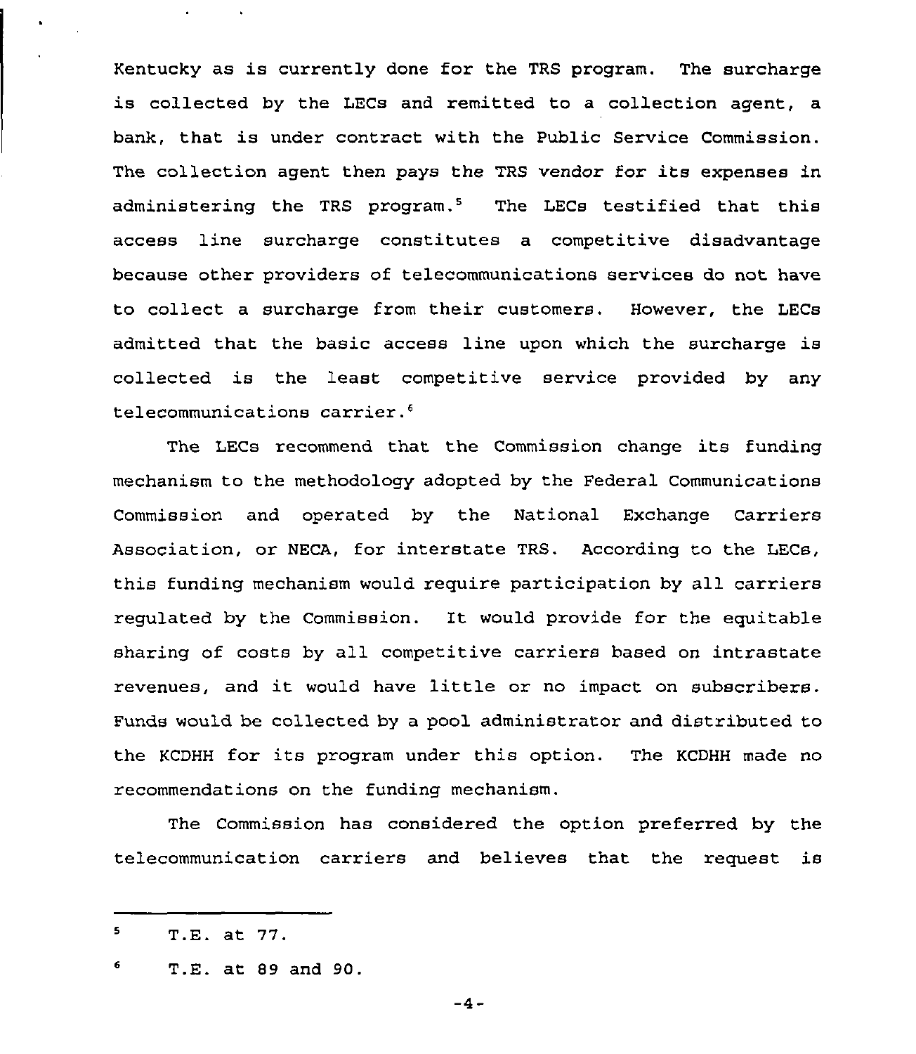Kentucky as is currently done for the TRS program. The surcharge is collected by the LECs and remitted to a collection agent, a bank, that is under contract with the Public Service Commission. The collection agent then pays the TRS vendor for its expenses in administering the TRS program.[5] The LECs testified that this access line surcharge constitutes a competitive disadvantage because other providers of telecommunications services do not have to collect a surcharge from their customers. However, the LECs admitted that the basic access line upon which the surcharge is collected is the least competitive service provided by any telecommunications carrier.[6]

The LECs recommend that the Commission change its funding mechanism to the methodology adopted by the Federal Communications Commission and operated by the National Exchange Carriers Association, or NECA, for interstate TRS. According to the LECs, this funding mechanism would require participation by all carriers regulated by the Commission. It would provide for the equitable sharing of costs by all competitive carriers based on intrastate revenues, and it would have little or no impact on subscribers. Funds would be collected by a pool administrator and distributed to the KCDHH for its program under this option. The KCDHH made no recommendations on the funding mechanism.

The Commission has considered the option preferred by the telecommunication carriers and believes that the request is

---

[5] T.E. at 77.

[6] T.E. at 89 and 90.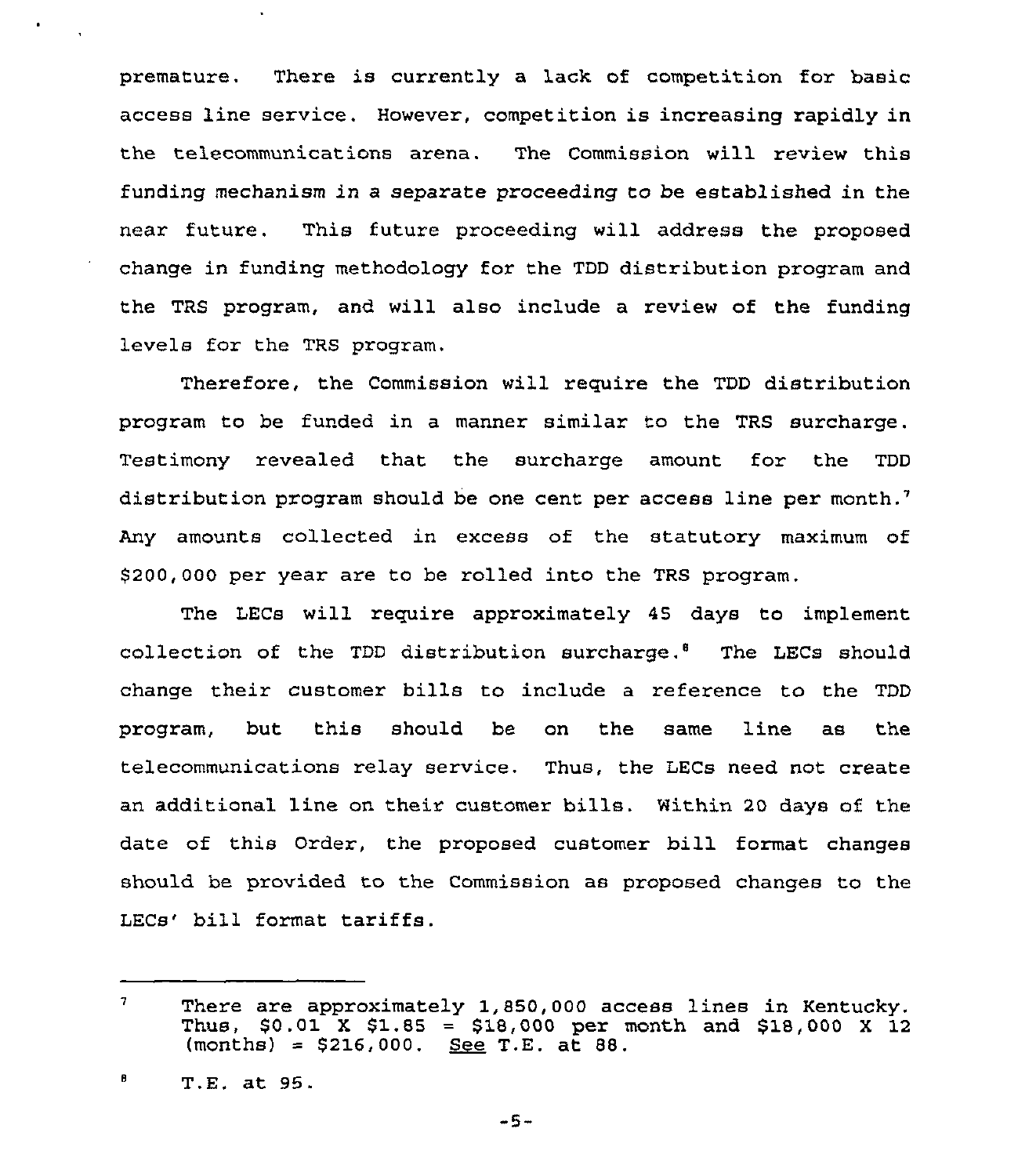premature. There is currently a lack of competition for basic access line service. However, competition is increasing rapidly in the telecommunications arena. The Commission will review this funding mechanism in a separate proceeding to be established in the near future. This future proceeding will address the proposed change in funding methodology for the TDD distribution program and the TRS program, and will also include a review of the funding levels for the TRS program.

Therefore, the Commission will require the TDD distribution program to be funded in a manner similar to the TRS surcharge. Testimony revealed that the surcharge amount for the TDD distribution program should be one cent per access line per month.[7] Any amounts collected in excess of the statutory maximum of $200,000 per year are to be rolled into the TRS program.

The LECs will require approximately 45 days to implement collection of the TDD distribution surcharge.[8] The LECs should change their customer bills to include a reference to the TDD program, but this should be on the same line as the telecommunications relay service. Thus, the LECs need not create an additional line on their customer bills. Within 20 days of the date of this Order, the proposed customer bill format changes should be provided to the Commission as proposed changes to the LECs' bill format tariffs.

---

[7] There are approximately 1,850,000 access lines in Kentucky. Thus, $0.01 X $1.85 = $18,000 per month and $18,000 X 12 (months) = $216,000. See T.E. at 88.

[8] T.E. at 95.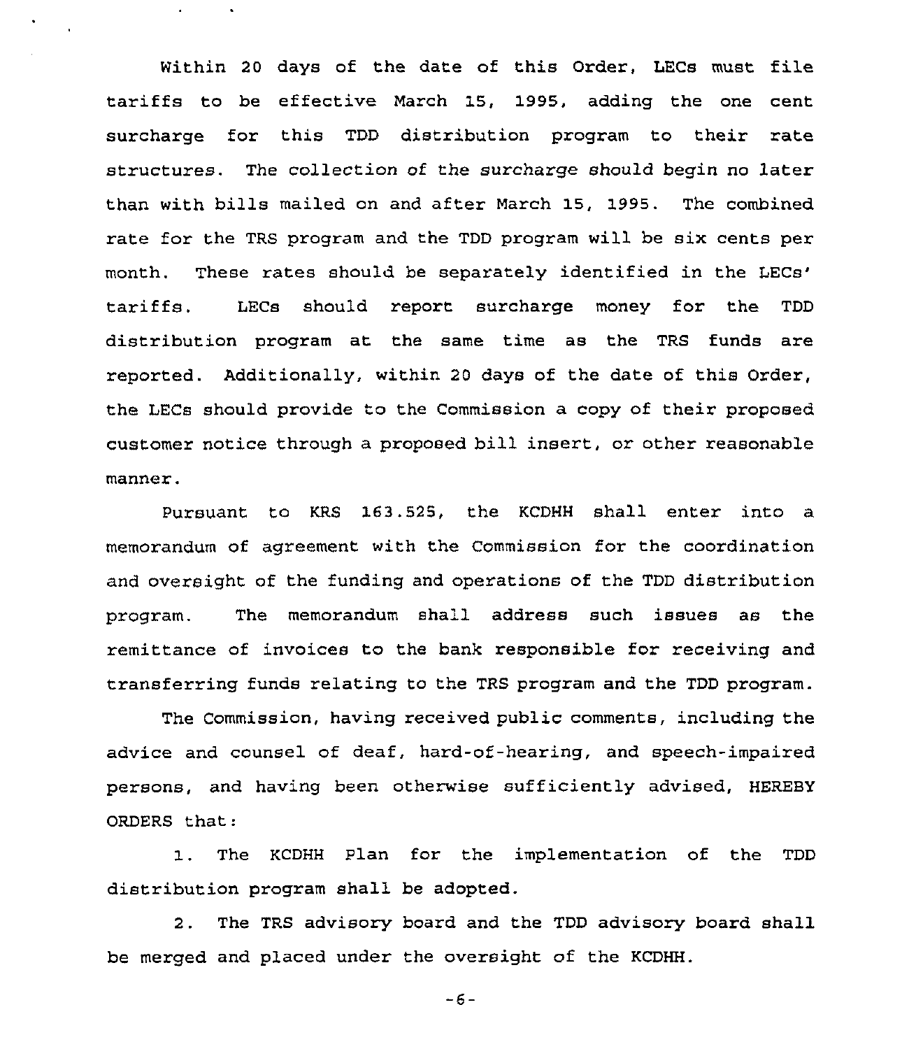Within 20 days of the date of this Order, LECs must file tariffs to be effective March 15, 1995, adding the one cent surcharge for this TDD distribution program to their rate structures. The collection of the surcharge should begin no later than with bills mailed on and after March 15, 1995. The combined rate for the TRS program and the TDD program will be six cents per month. These rates should be separately identified in the LECs' tariffs. LECs should report surcharge money for the TDD distribution program at the same time as the TRS funds are reported. Additionally, within 20 days of the date of this Order, the LECs should provide to the Commission a copy of their proposed customer notice through a proposed bill insert, or other reasonable manner.

Pursuant to KRS 163.525, the KCDHH shall enter into a memorandum of agreement with the Commission for the coordination and oversight of the funding and operations of the TDD distribution program. The memorandum shall address such issues as the remittance of invoices to the bank responsible for receiving and transferring funds relating to the TRS program and the TDD program.

The Commission, having received public comments, including the advice and counsel of deaf, hard-of-hearing, and speech-impaired persons, and having been otherwise sufficiently advised, HEREBY ORDERS that:

1. The KCDHH Plan for the implementation of the TDD distribution program shall be adopted.

2. The TRS advisory board and the TDD advisory board shall be merged and placed under the oversight of the KCDHH.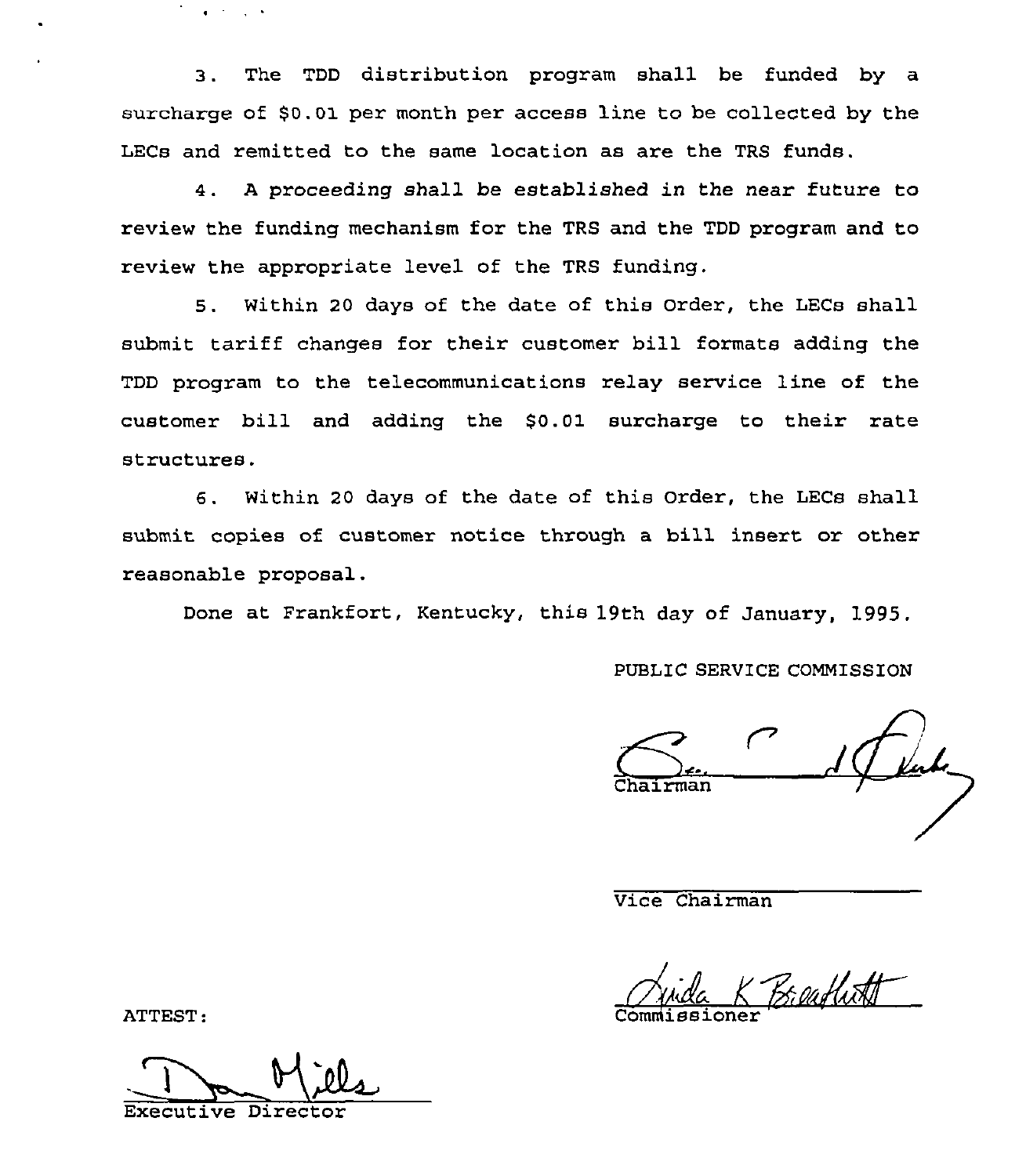3. The TDD distribution program shall be funded by a surcharge of $0.01 per month per access line to be collected by the LECs and remitted to the same location as are the TRS funds.

4. A proceeding shall be established in the near future to review the funding mechanism for the TRS and the TDD program and to review the appropriate level of the TRS funding.

5. Within 20 days of the date of this Order, the LECs shall submit tariff changes for their customer bill formats adding the TDD program to the telecommunications relay service line of the customer bill and adding the $0.01 surcharge to their rate structures.

6. Within 20 days of the date of this Order, the LECs shall submit copies of customer notice through a bill insert or other reasonable proposal.

Done at Frankfort, Kentucky, this 19th day of January, 1995.

PUBLIC SERVICE COMMISSION

Chairman

Vice Chairman

Commissioner

ATTEST:

Executive Director